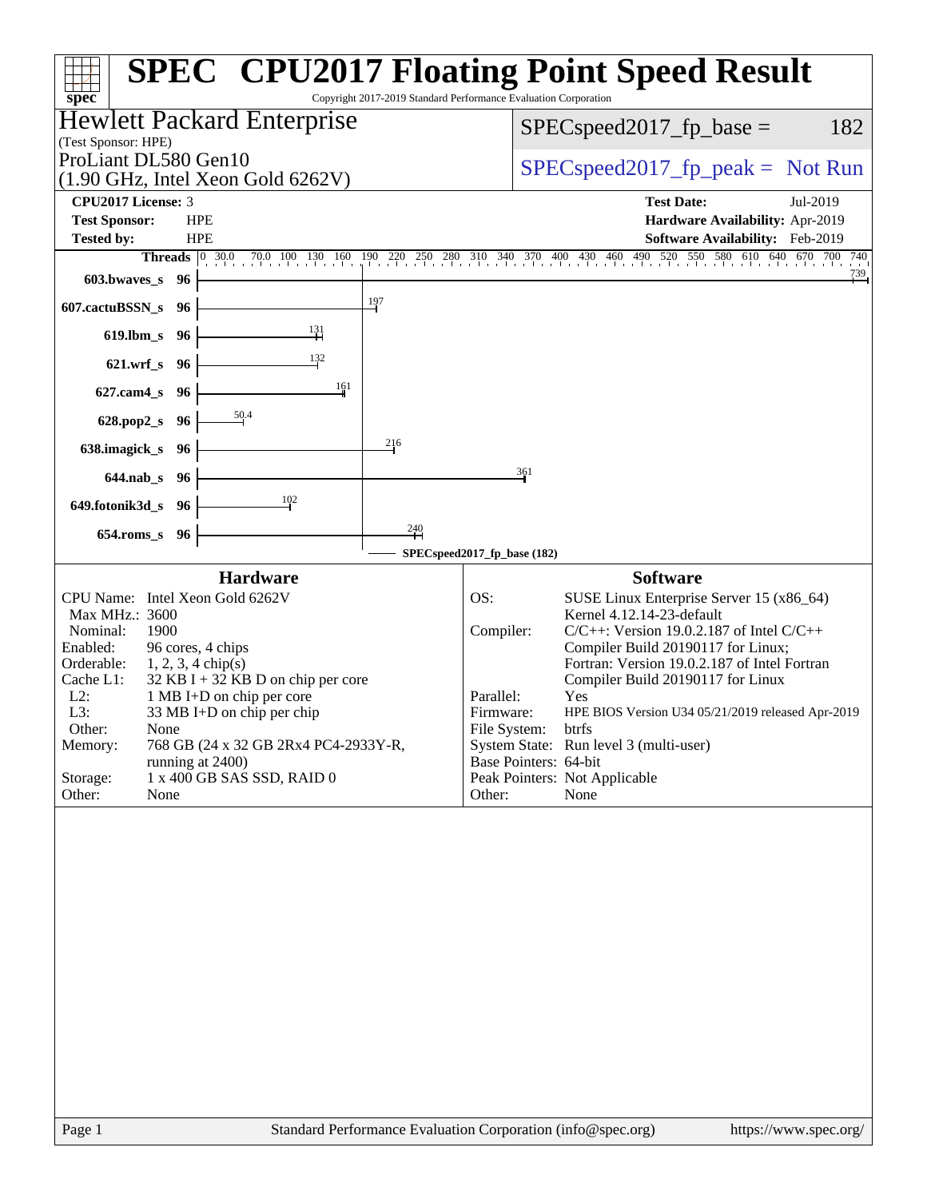# SPEC® CPU2017 Floating Point Speed Result

Copyright 2017-2019 Standard Performance Evaluation Corporation

**Hewlett Packard Enterprise**
(Test Sponsor: HPE)

ProLiant DL580 Gen10
(1.90 GHz, Intel Xeon Gold 6262V)

SPECspeed2017_fp_base = 182

SPECspeed2017_fp_peak = Not Run

| | | | |
|---|---|---|---|
| **CPU2017 License:** | 3 | **Test Date:** | Jul-2019 |
| **Test Sponsor:** | HPE | **Hardware Availability:** | Apr-2019 |
| **Tested by:** | HPE | **Software Availability:** | Feb-2019 |

| Benchmark | Threads | SPECspeed2017_fp_base |
|---|---|---|
| 603.bwaves_s | 96 | 739 |
| 607.cactuBSSN_s | 96 | 197 |
| 619.lbm_s | 96 | 131 |
| 621.wrf_s | 96 | 132 |
| 627.cam4_s | 96 | 161 |
| 628.pop2_s | 96 | 50.4 |
| 638.imagick_s | 96 | 216 |
| 644.nab_s | 96 | 361 |
| 649.fotonik3d_s | 96 | 102 |
| 654.roms_s | 96 | 240 |

SPECspeed2017_fp_base (182)

## Hardware

| | |
|---|---|
| CPU Name: | Intel Xeon Gold 6262V |
| Max MHz.: | 3600 |
| Nominal: | 1900 |
| Enabled: | 96 cores, 4 chips |
| Orderable: | 1, 2, 3, 4 chip(s) |
| Cache L1: | 32 KB I + 32 KB D on chip per core |
| L2: | 1 MB I+D on chip per core |
| L3: | 33 MB I+D on chip per chip |
| Other: | None |
| Memory: | 768 GB (24 x 32 GB 2Rx4 PC4-2933Y-R, running at 2400) |
| Storage: | 1 x 400 GB SAS SSD, RAID 0 |
| Other: | None |

## Software

| | |
|---|---|
| OS: | SUSE Linux Enterprise Server 15 (x86_64) Kernel 4.12.14-23-default |
| Compiler: | C/C++: Version 19.0.2.187 of Intel C/C++ Compiler Build 20190117 for Linux; Fortran: Version 19.0.2.187 of Intel Fortran Compiler Build 20190117 for Linux |
| Parallel: | Yes |
| Firmware: | HPE BIOS Version U34 05/21/2019 released Apr-2019 |
| File System: | btrfs |
| System State: | Run level 3 (multi-user) |
| Base Pointers: | 64-bit |
| Peak Pointers: | Not Applicable |
| Other: | None |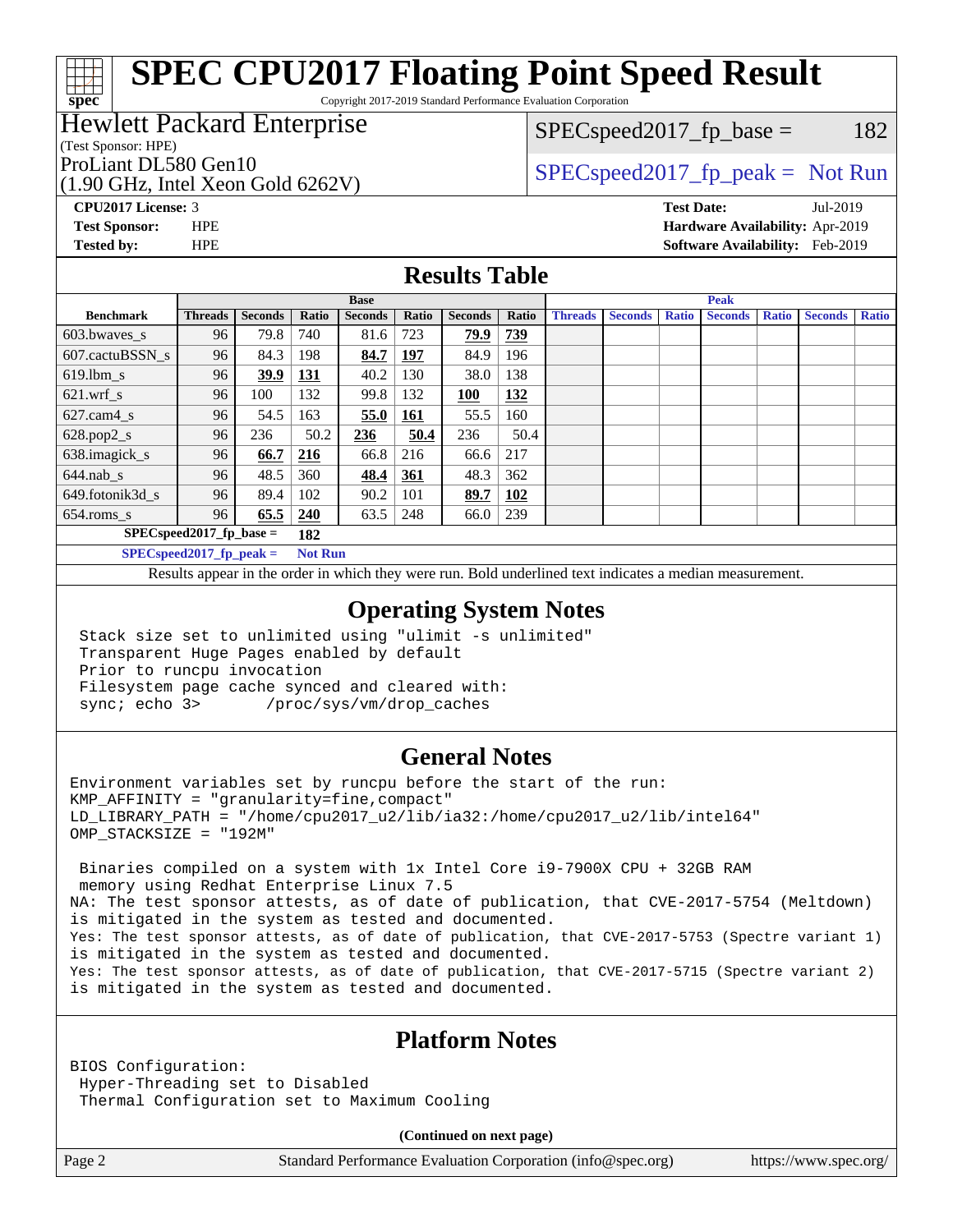# SPEC CPU2017 Floating Point Speed Result

Copyright 2017-2019 Standard Performance Evaluation Corporation

**Hewlett Packard Enterprise**
(Test Sponsor: HPE)
ProLiant DL580 Gen10
(1.90 GHz, Intel Xeon Gold 6262V)

SPECspeed2017_fp_base = 182

SPECspeed2017_fp_peak = Not Run

**CPU2017 License:** 3
**Test Sponsor:** HPE
**Tested by:** HPE

**Test Date:** Jul-2019
**Hardware Availability:** Apr-2019
**Software Availability:** Feb-2019

## Results Table

| Benchmark | Base | | | | | | | Peak | | | | | | |
|---|---|---|---|---|---|---|---|---|---|---|---|---|---|---|
| | Threads | Seconds | Ratio | Seconds | Ratio | Seconds | Ratio | Threads | Seconds | Ratio | Seconds | Ratio | Seconds | Ratio |
| 603.bwaves_s | 96 | 79.8 | 740 | 81.6 | 723 | **79.9** | **739** | | | | | | | |
| 607.cactuBSSN_s | 96 | 84.3 | 198 | **84.7** | **197** | 84.9 | 196 | | | | | | | |
| 619.lbm_s | 96 | **39.9** | **131** | 40.2 | 130 | 38.0 | 138 | | | | | | | |
| 621.wrf_s | 96 | 100 | 132 | 99.8 | 132 | **100** | **132** | | | | | | | |
| 627.cam4_s | 96 | 54.5 | 163 | **55.0** | **161** | 55.5 | 160 | | | | | | | |
| 628.pop2_s | 96 | 236 | 50.2 | **236** | **50.4** | 236 | 50.4 | | | | | | | |
| 638.imagick_s | 96 | **66.7** | **216** | 66.8 | 216 | 66.6 | 217 | | | | | | | |
| 644.nab_s | 96 | 48.5 | 360 | **48.4** | **361** | 48.3 | 362 | | | | | | | |
| 649.fotonik3d_s | 96 | 89.4 | 102 | 90.2 | 101 | **89.7** | **102** | | | | | | | |
| 654.roms_s | 96 | **65.5** | **240** | 63.5 | 248 | 66.0 | 239 | | | | | | | |

**SPECspeed2017_fp_base =** **182**

**SPECspeed2017_fp_peak =** **Not Run**

Results appear in the order in which they were run. Bold underlined text indicates a median measurement.

## Operating System Notes

```
Stack size set to unlimited using "ulimit -s unlimited"
Transparent Huge Pages enabled by default
Prior to runcpu invocation
Filesystem page cache synced and cleared with:
sync; echo 3>       /proc/sys/vm/drop_caches
```

## General Notes

```
Environment variables set by runcpu before the start of the run:
KMP_AFFINITY = "granularity=fine,compact"
LD_LIBRARY_PATH = "/home/cpu2017_u2/lib/ia32:/home/cpu2017_u2/lib/intel64"
OMP_STACKSIZE = "192M"

 Binaries compiled on a system with 1x Intel Core i9-7900X CPU + 32GB RAM
 memory using Redhat Enterprise Linux 7.5
NA: The test sponsor attests, as of date of publication, that CVE-2017-5754 (Meltdown)
is mitigated in the system as tested and documented.
Yes: The test sponsor attests, as of date of publication, that CVE-2017-5753 (Spectre variant 1)
is mitigated in the system as tested and documented.
Yes: The test sponsor attests, as of date of publication, that CVE-2017-5715 (Spectre variant 2)
is mitigated in the system as tested and documented.
```

## Platform Notes

```
BIOS Configuration:
 Hyper-Threading set to Disabled
 Thermal Configuration set to Maximum Cooling
```

**(Continued on next page)**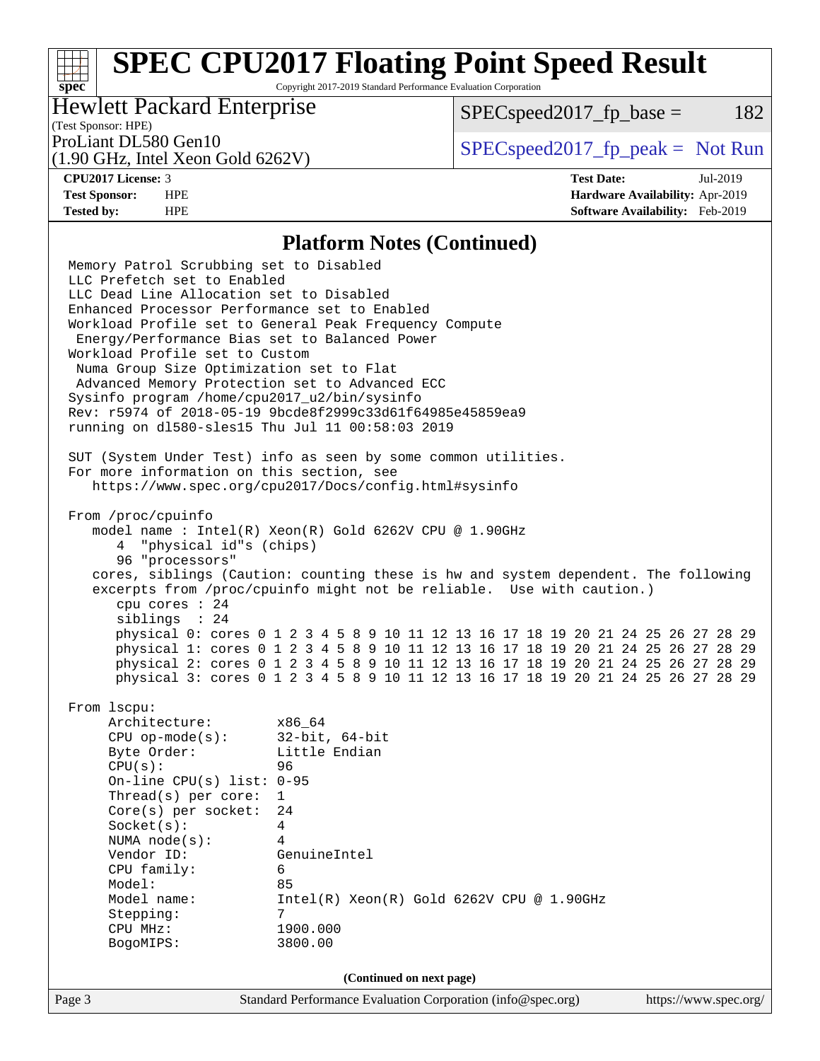## Platform Notes (Continued)

```
Memory Patrol Scrubbing set to Disabled
LLC Prefetch set to Enabled
LLC Dead Line Allocation set to Disabled
Enhanced Processor Performance set to Enabled
Workload Profile set to General Peak Frequency Compute
 Energy/Performance Bias set to Balanced Power
Workload Profile set to Custom
 Numa Group Size Optimization set to Flat
 Advanced Memory Protection set to Advanced ECC
Sysinfo program /home/cpu2017_u2/bin/sysinfo
Rev: r5974 of 2018-05-19 9bcde8f2999c33d61f64985e45859ea9
running on dl580-sles15 Thu Jul 11 00:58:03 2019

SUT (System Under Test) info as seen by some common utilities.
For more information on this section, see
   https://www.spec.org/cpu2017/Docs/config.html#sysinfo

From /proc/cpuinfo
   model name : Intel(R) Xeon(R) Gold 6262V CPU @ 1.90GHz
      4  "physical id"s (chips)
      96 "processors"
   cores, siblings (Caution: counting these is hw and system dependent. The following
   excerpts from /proc/cpuinfo might not be reliable.  Use with caution.)
      cpu cores : 24
      siblings  : 24
      physical 0: cores 0 1 2 3 4 5 8 9 10 11 12 13 16 17 18 19 20 21 24 25 26 27 28 29
      physical 1: cores 0 1 2 3 4 5 8 9 10 11 12 13 16 17 18 19 20 21 24 25 26 27 28 29
      physical 2: cores 0 1 2 3 4 5 8 9 10 11 12 13 16 17 18 19 20 21 24 25 26 27 28 29
      physical 3: cores 0 1 2 3 4 5 8 9 10 11 12 13 16 17 18 19 20 21 24 25 26 27 28 29

From lscpu:
     Architecture:          x86_64
     CPU op-mode(s):        32-bit, 64-bit
     Byte Order:            Little Endian
     CPU(s):                96
     On-line CPU(s) list:   0-95
     Thread(s) per core:    1
     Core(s) per socket:    24
     Socket(s):             4
     NUMA node(s):          4
     Vendor ID:             GenuineIntel
     CPU family:            6
     Model:                 85
     Model name:            Intel(R) Xeon(R) Gold 6262V CPU @ 1.90GHz
     Stepping:              7
     CPU MHz:               1900.000
     BogoMIPS:              3800.00
```

(Continued on next page)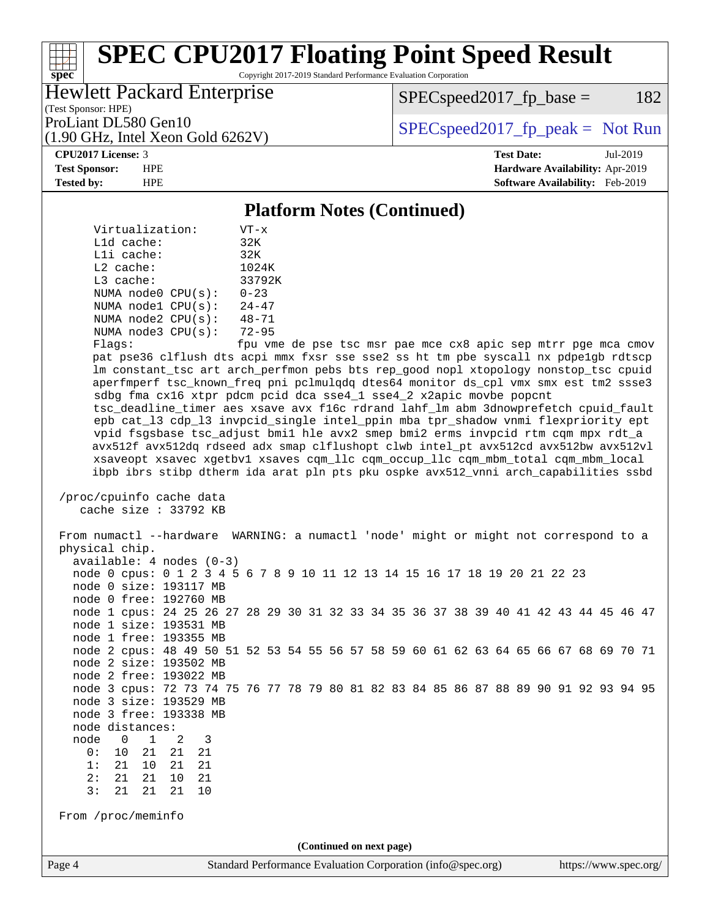## Platform Notes (Continued)

```
Virtualization:      VT-x
L1d cache:           32K
L1i cache:           32K
L2 cache:            1024K
L3 cache:            33792K
NUMA node0 CPU(s):   0-23
NUMA node1 CPU(s):   24-47
NUMA node2 CPU(s):   48-71
NUMA node3 CPU(s):   72-95
Flags:               fpu vme de pse tsc msr pae mce cx8 apic sep mtrr pge mca cmov
pat pse36 clflush dts acpi mmx fxsr sse sse2 ss ht tm pbe syscall nx pdpe1gb rdtscp
lm constant_tsc art arch_perfmon pebs bts rep_good nopl xtopology nonstop_tsc cpuid
aperfmperf tsc_known_freq pni pclmulqdq dtes64 monitor ds_cpl vmx smx est tm2 ssse3
sdbg fma cx16 xtpr pdcm pcid dca sse4_1 sse4_2 x2apic movbe popcnt
tsc_deadline_timer aes xsave avx f16c rdrand lahf_lm abm 3dnowprefetch cpuid_fault
epb cat_l3 cdp_l3 invpcid_single intel_ppin mba tpr_shadow vnmi flexpriority ept
vpid fsgsbase tsc_adjust bmi1 hle avx2 smep bmi2 erms invpcid rtm cqm mpx rdt_a
avx512f avx512dq rdseed adx smap clflushopt clwb intel_pt avx512cd avx512bw avx512vl
xsaveopt xsavec xgetbv1 xsaves cqm_llc cqm_occup_llc cqm_mbm_total cqm_mbm_local
ibpb ibrs stibp dtherm ida arat pln pts pku ospke avx512_vnni arch_capabilities ssbd

/proc/cpuinfo cache data
   cache size : 33792 KB

From numactl --hardware  WARNING: a numactl 'node' might or might not correspond to a
physical chip.
  available: 4 nodes (0-3)
  node 0 cpus: 0 1 2 3 4 5 6 7 8 9 10 11 12 13 14 15 16 17 18 19 20 21 22 23
  node 0 size: 193117 MB
  node 0 free: 192760 MB
  node 1 cpus: 24 25 26 27 28 29 30 31 32 33 34 35 36 37 38 39 40 41 42 43 44 45 46 47
  node 1 size: 193531 MB
  node 1 free: 193355 MB
  node 2 cpus: 48 49 50 51 52 53 54 55 56 57 58 59 60 61 62 63 64 65 66 67 68 69 70 71
  node 2 size: 193502 MB
  node 2 free: 193022 MB
  node 3 cpus: 72 73 74 75 76 77 78 79 80 81 82 83 84 85 86 87 88 89 90 91 92 93 94 95
  node 3 size: 193529 MB
  node 3 free: 193338 MB
  node distances:
  node   0   1   2   3
    0:  10  21  21  21
    1:  21  10  21  21
    2:  21  21  10  21
    3:  21  21  21  10

From /proc/meminfo
```

(Continued on next page)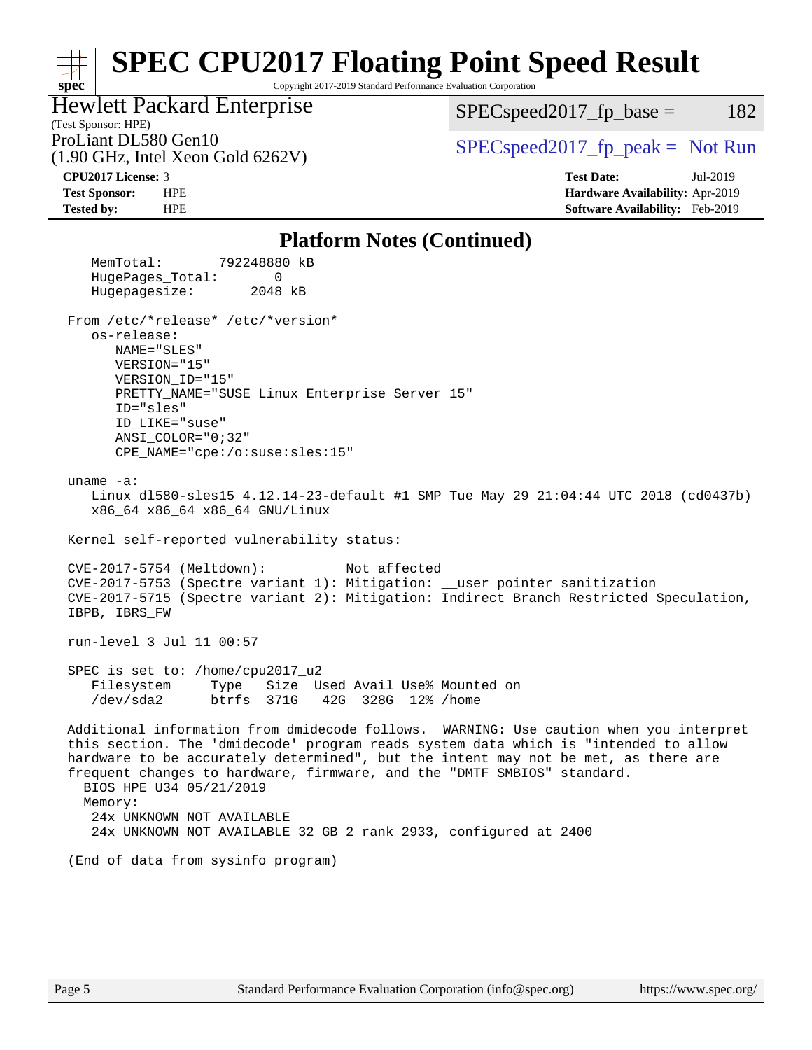# SPEC CPU2017 Floating Point Speed Result

Copyright 2017-2019 Standard Performance Evaluation Corporation

**Hewlett Packard Enterprise**
(Test Sponsor: HPE)
ProLiant DL580 Gen10
(1.90 GHz, Intel Xeon Gold 6262V)

SPECspeed2017_fp_base = 182

SPECspeed2017_fp_peak = Not Run

**CPU2017 License:** 3
**Test Sponsor:** HPE
**Tested by:** HPE

**Test Date:** Jul-2019
**Hardware Availability:** Apr-2019
**Software Availability:** Feb-2019

## Platform Notes (Continued)

```
    MemTotal:       792248880 kB
    HugePages_Total:       0
    Hugepagesize:       2048 kB

 From /etc/*release* /etc/*version*
    os-release:
       NAME="SLES"
       VERSION="15"
       VERSION_ID="15"
       PRETTY_NAME="SUSE Linux Enterprise Server 15"
       ID="sles"
       ID_LIKE="suse"
       ANSI_COLOR="0;32"
       CPE_NAME="cpe:/o:suse:sles:15"

 uname -a:
    Linux dl580-sles15 4.12.14-23-default #1 SMP Tue May 29 21:04:44 UTC 2018 (cd0437b)
    x86_64 x86_64 x86_64 GNU/Linux

 Kernel self-reported vulnerability status:

 CVE-2017-5754 (Meltdown):          Not affected
 CVE-2017-5753 (Spectre variant 1): Mitigation: __user pointer sanitization
 CVE-2017-5715 (Spectre variant 2): Mitigation: Indirect Branch Restricted Speculation,
 IBPB, IBRS_FW

 run-level 3 Jul 11 00:57

 SPEC is set to: /home/cpu2017_u2
    Filesystem     Type   Size  Used Avail Use% Mounted on
    /dev/sda2      btrfs  371G   42G  328G  12% /home

 Additional information from dmidecode follows.  WARNING: Use caution when you interpret
 this section. The 'dmidecode' program reads system data which is "intended to allow
 hardware to be accurately determined", but the intent may not be met, as there are
 frequent changes to hardware, firmware, and the "DMTF SMBIOS" standard.
   BIOS HPE U34 05/21/2019
   Memory:
    24x UNKNOWN NOT AVAILABLE
    24x UNKNOWN NOT AVAILABLE 32 GB 2 rank 2933, configured at 2400

 (End of data from sysinfo program)
```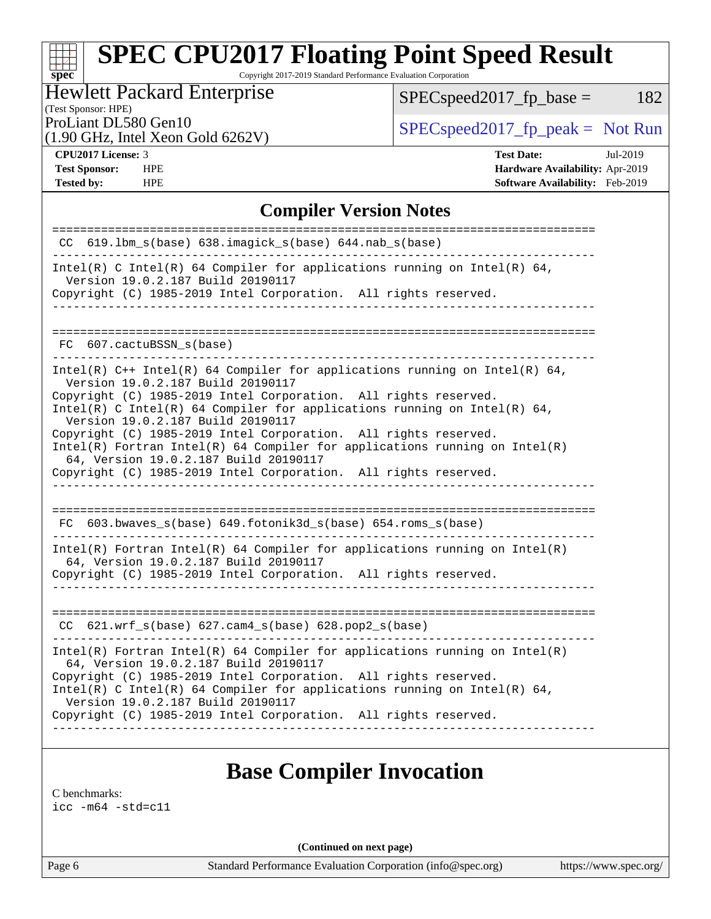# SPEC CPU2017 Floating Point Speed Result

Copyright 2017-2019 Standard Performance Evaluation Corporation

**Hewlett Packard Enterprise**
(Test Sponsor: HPE)
ProLiant DL580 Gen10
(1.90 GHz, Intel Xeon Gold 6262V)

SPECspeed2017_fp_base = 182

SPECspeed2017_fp_peak = Not Run

**CPU2017 License:** 3
**Test Sponsor:** HPE
**Tested by:** HPE

**Test Date:** Jul-2019
**Hardware Availability:** Apr-2019
**Software Availability:** Feb-2019

## Compiler Version Notes

```
==============================================================================
 CC  619.lbm_s(base) 638.imagick_s(base) 644.nab_s(base)
------------------------------------------------------------------------------
Intel(R) C Intel(R) 64 Compiler for applications running on Intel(R) 64,
  Version 19.0.2.187 Build 20190117
Copyright (C) 1985-2019 Intel Corporation.  All rights reserved.
------------------------------------------------------------------------------

==============================================================================
 FC  607.cactuBSSN_s(base)
------------------------------------------------------------------------------
Intel(R) C++ Intel(R) 64 Compiler for applications running on Intel(R) 64,
  Version 19.0.2.187 Build 20190117
Copyright (C) 1985-2019 Intel Corporation.  All rights reserved.
Intel(R) C Intel(R) 64 Compiler for applications running on Intel(R) 64,
  Version 19.0.2.187 Build 20190117
Copyright (C) 1985-2019 Intel Corporation.  All rights reserved.
Intel(R) Fortran Intel(R) 64 Compiler for applications running on Intel(R)
  64, Version 19.0.2.187 Build 20190117
Copyright (C) 1985-2019 Intel Corporation.  All rights reserved.
------------------------------------------------------------------------------

==============================================================================
 FC  603.bwaves_s(base) 649.fotonik3d_s(base) 654.roms_s(base)
------------------------------------------------------------------------------
Intel(R) Fortran Intel(R) 64 Compiler for applications running on Intel(R)
  64, Version 19.0.2.187 Build 20190117
Copyright (C) 1985-2019 Intel Corporation.  All rights reserved.
------------------------------------------------------------------------------

==============================================================================
 CC  621.wrf_s(base) 627.cam4_s(base) 628.pop2_s(base)
------------------------------------------------------------------------------
Intel(R) Fortran Intel(R) 64 Compiler for applications running on Intel(R)
  64, Version 19.0.2.187 Build 20190117
Copyright (C) 1985-2019 Intel Corporation.  All rights reserved.
Intel(R) C Intel(R) 64 Compiler for applications running on Intel(R) 64,
  Version 19.0.2.187 Build 20190117
Copyright (C) 1985-2019 Intel Corporation.  All rights reserved.
------------------------------------------------------------------------------
```

## Base Compiler Invocation

C benchmarks:
```
icc -m64 -std=c11
```

**(Continued on next page)**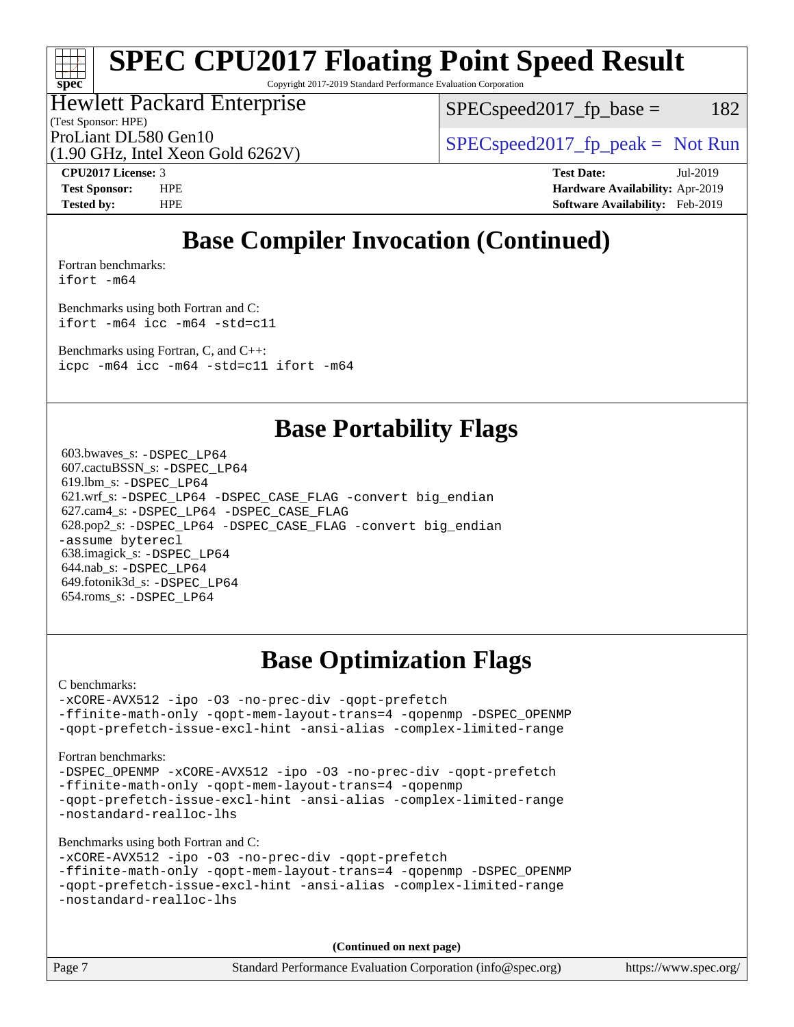# SPEC CPU2017 Floating Point Speed Result

Copyright 2017-2019 Standard Performance Evaluation Corporation

**Hewlett Packard Enterprise**
(Test Sponsor: HPE)

ProLiant DL580 Gen10
(1.90 GHz, Intel Xeon Gold 6262V)

SPECspeed2017_fp_base = 182

SPECspeed2017_fp_peak = Not Run

| | | | |
|---|---|---|---|
| **CPU2017 License:** | 3 | **Test Date:** | Jul-2019 |
| **Test Sponsor:** | HPE | **Hardware Availability:** | Apr-2019 |
| **Tested by:** | HPE | **Software Availability:** | Feb-2019 |

## Base Compiler Invocation (Continued)

Fortran benchmarks:
```
ifort -m64
```

Benchmarks using both Fortran and C:
```
ifort -m64 icc -m64 -std=c11
```

Benchmarks using Fortran, C, and C++:
```
icpc -m64 icc -m64 -std=c11 ifort -m64
```

## Base Portability Flags

603.bwaves_s: `-DSPEC_LP64`
607.cactuBSSN_s: `-DSPEC_LP64`
619.lbm_s: `-DSPEC_LP64`
621.wrf_s: `-DSPEC_LP64 -DSPEC_CASE_FLAG -convert big_endian`
627.cam4_s: `-DSPEC_LP64 -DSPEC_CASE_FLAG`
628.pop2_s: `-DSPEC_LP64 -DSPEC_CASE_FLAG -convert big_endian -assume byterecl`
638.imagick_s: `-DSPEC_LP64`
644.nab_s: `-DSPEC_LP64`
649.fotonik3d_s: `-DSPEC_LP64`
654.roms_s: `-DSPEC_LP64`

## Base Optimization Flags

C benchmarks:
```
-xCORE-AVX512 -ipo -O3 -no-prec-div -qopt-prefetch
-ffinite-math-only -qopt-mem-layout-trans=4 -qopenmp -DSPEC_OPENMP
-qopt-prefetch-issue-excl-hint -ansi-alias -complex-limited-range
```

Fortran benchmarks:
```
-DSPEC_OPENMP -xCORE-AVX512 -ipo -O3 -no-prec-div -qopt-prefetch
-ffinite-math-only -qopt-mem-layout-trans=4 -qopenmp
-qopt-prefetch-issue-excl-hint -ansi-alias -complex-limited-range
-nostandard-realloc-lhs
```

Benchmarks using both Fortran and C:
```
-xCORE-AVX512 -ipo -O3 -no-prec-div -qopt-prefetch
-ffinite-math-only -qopt-mem-layout-trans=4 -qopenmp -DSPEC_OPENMP
-qopt-prefetch-issue-excl-hint -ansi-alias -complex-limited-range
-nostandard-realloc-lhs
```

**(Continued on next page)**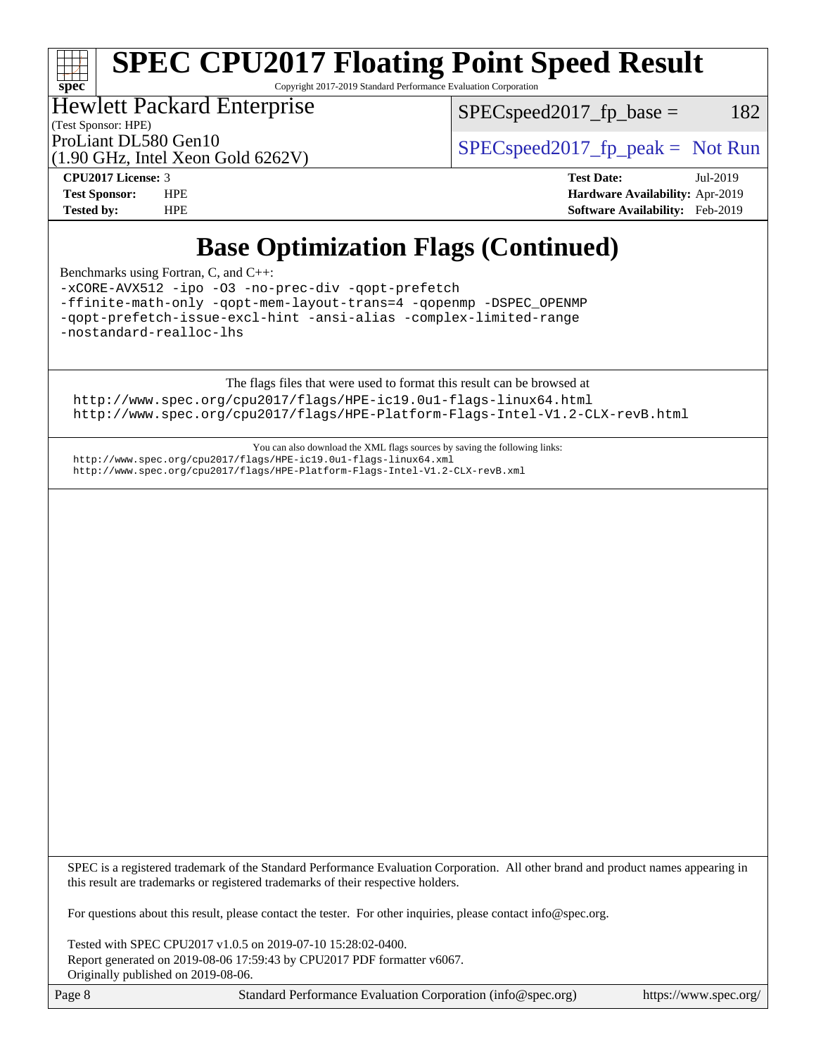# SPEC CPU2017 Floating Point Speed Result

Copyright 2017-2019 Standard Performance Evaluation Corporation

**Hewlett Packard Enterprise**
(Test Sponsor: HPE)

ProLiant DL580 Gen10
(1.90 GHz, Intel Xeon Gold 6262V)

SPECspeed2017_fp_base = 182

SPECspeed2017_fp_peak = Not Run

| | | | |
|---|---|---|---|
| **CPU2017 License:** | 3 | **Test Date:** | Jul-2019 |
| **Test Sponsor:** | HPE | **Hardware Availability:** | Apr-2019 |
| **Tested by:** | HPE | **Software Availability:** | Feb-2019 |

## Base Optimization Flags (Continued)

Benchmarks using Fortran, C, and C++:

```
-xCORE-AVX512 -ipo -O3 -no-prec-div -qopt-prefetch
-ffinite-math-only -qopt-mem-layout-trans=4 -qopenmp -DSPEC_OPENMP
-qopt-prefetch-issue-excl-hint -ansi-alias -complex-limited-range
-nostandard-realloc-lhs
```

The flags files that were used to format this result can be browsed at
http://www.spec.org/cpu2017/flags/HPE-ic19.0u1-flags-linux64.html
http://www.spec.org/cpu2017/flags/HPE-Platform-Flags-Intel-V1.2-CLX-revB.html

You can also download the XML flags sources by saving the following links:
http://www.spec.org/cpu2017/flags/HPE-ic19.0u1-flags-linux64.xml
http://www.spec.org/cpu2017/flags/HPE-Platform-Flags-Intel-V1.2-CLX-revB.xml

SPEC is a registered trademark of the Standard Performance Evaluation Corporation. All other brand and product names appearing in this result are trademarks or registered trademarks of their respective holders.

For questions about this result, please contact the tester. For other inquiries, please contact info@spec.org.

Tested with SPEC CPU2017 v1.0.5 on 2019-07-10 15:28:02-0400.
Report generated on 2019-08-06 17:59:43 by CPU2017 PDF formatter v6067.
Originally published on 2019-08-06.